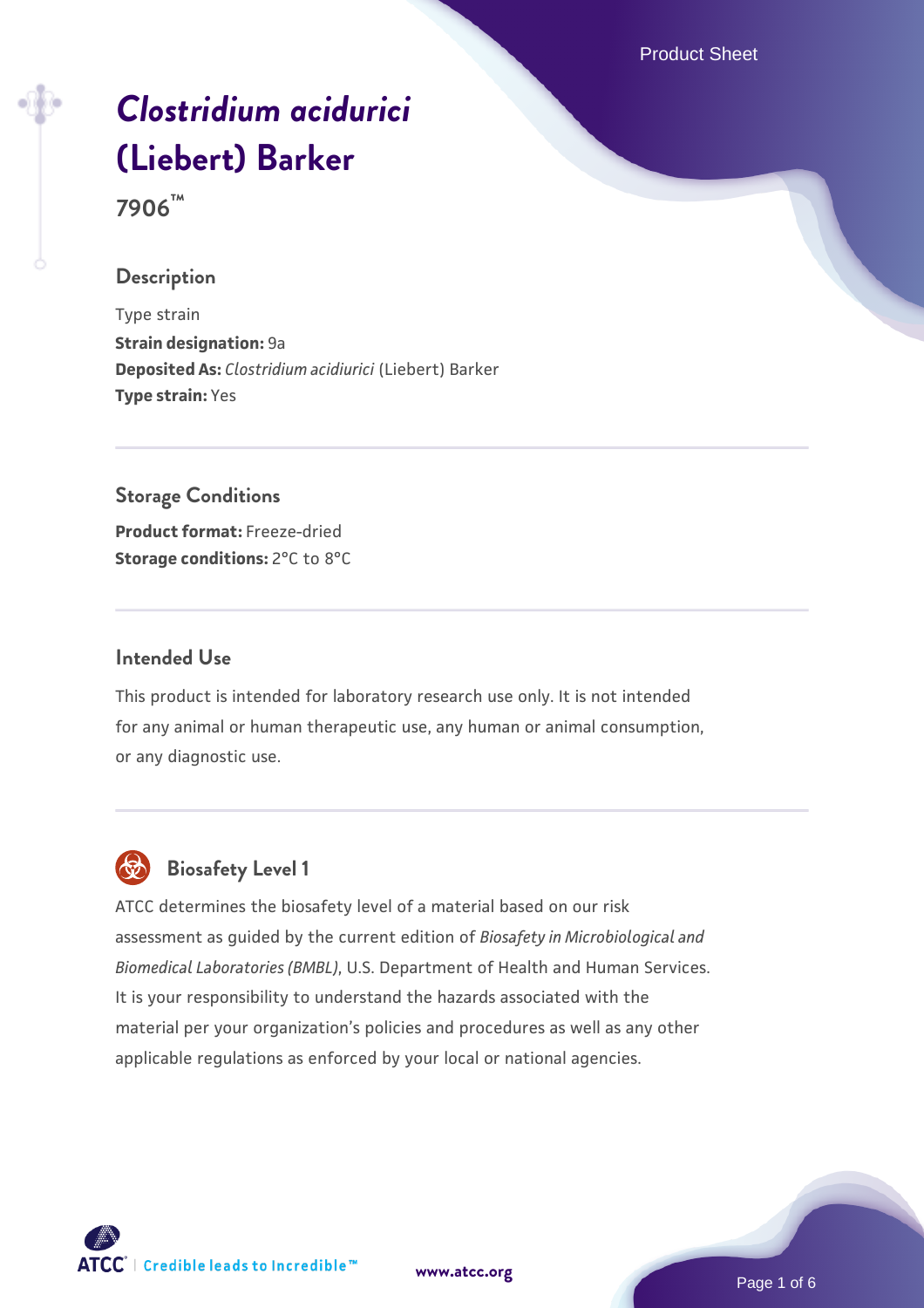# *Clostridium acidurici* (Liebert) Barker

**7906™**

## Description

Type strain
**Strain designation:** 9a
**Deposited As:** *Clostridium acidiurici* (Liebert) Barker
**Type strain:** Yes

## Storage Conditions

**Product format:** Freeze-dried
**Storage conditions:** 2°C to 8°C

## Intended Use

This product is intended for laboratory research use only. It is not intended for any animal or human therapeutic use, any human or animal consumption, or any diagnostic use.

## Biosafety Level 1

ATCC determines the biosafety level of a material based on our risk assessment as guided by the current edition of *Biosafety in Microbiological and Biomedical Laboratories (BMBL)*, U.S. Department of Health and Human Services. It is your responsibility to understand the hazards associated with the material per your organization's policies and procedures as well as any other applicable regulations as enforced by your local or national agencies.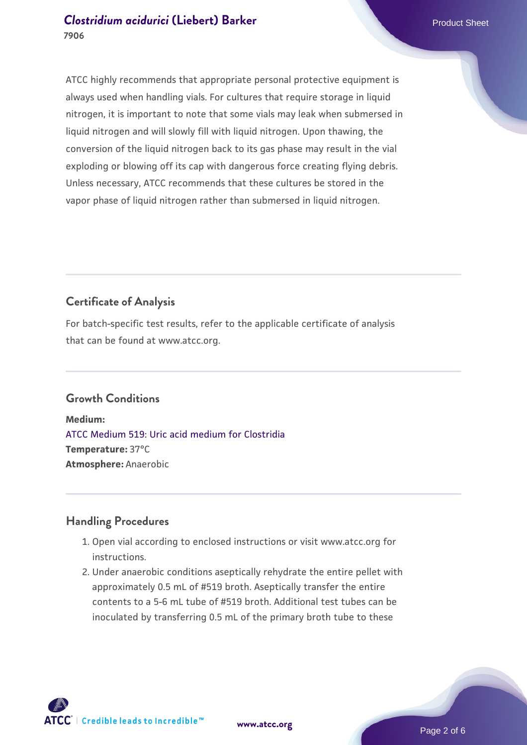ATCC highly recommends that appropriate personal protective equipment is always used when handling vials. For cultures that require storage in liquid nitrogen, it is important to note that some vials may leak when submersed in liquid nitrogen and will slowly fill with liquid nitrogen. Upon thawing, the conversion of the liquid nitrogen back to its gas phase may result in the vial exploding or blowing off its cap with dangerous force creating flying debris. Unless necessary, ATCC recommends that these cultures be stored in the vapor phase of liquid nitrogen rather than submersed in liquid nitrogen.

## Certificate of Analysis

For batch-specific test results, refer to the applicable certificate of analysis that can be found at www.atcc.org.

## Growth Conditions

**Medium:**
ATCC Medium 519: Uric acid medium for Clostridia
**Temperature:** 37°C
**Atmosphere:** Anaerobic

## Handling Procedures

1. Open vial according to enclosed instructions or visit www.atcc.org for instructions.
2. Under anaerobic conditions aseptically rehydrate the entire pellet with approximately 0.5 mL of #519 broth. Aseptically transfer the entire contents to a 5-6 mL tube of #519 broth. Additional test tubes can be inoculated by transferring 0.5 mL of the primary broth tube to these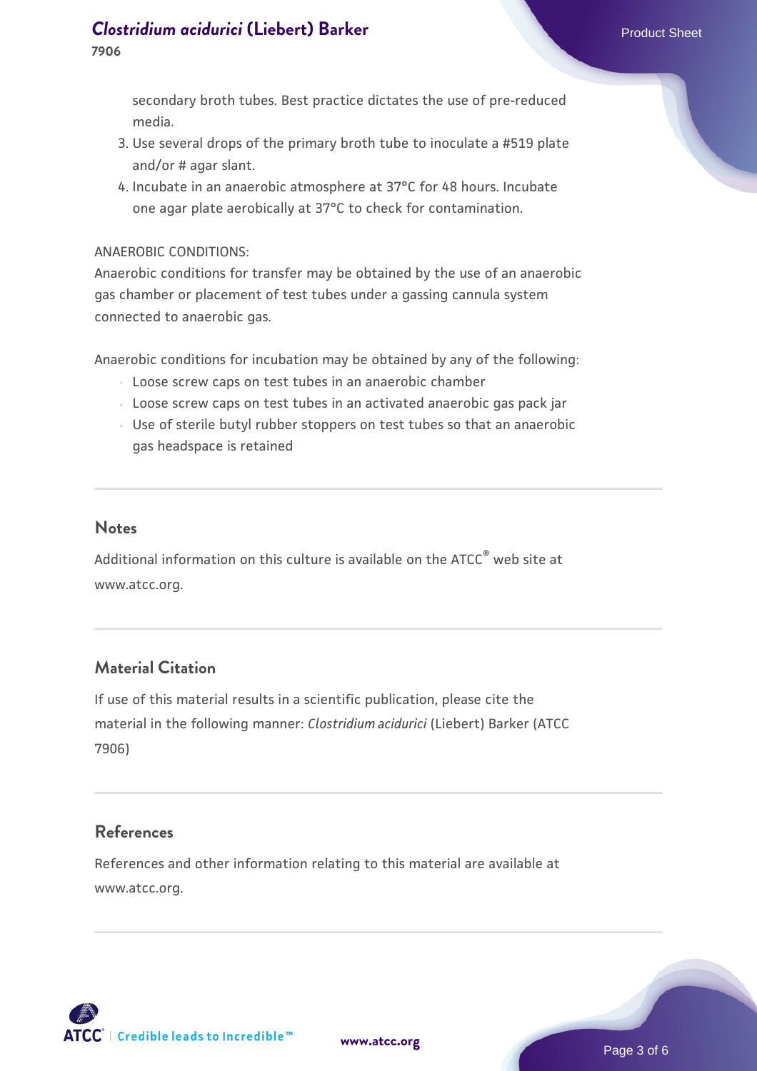secondary broth tubes. Best practice dictates the use of pre-reduced media.

3. Use several drops of the primary broth tube to inoculate a #519 plate and/or # agar slant.
4. Incubate in an anaerobic atmosphere at 37°C for 48 hours. Incubate one agar plate aerobically at 37°C to check for contamination.

ANAEROBIC CONDITIONS:

Anaerobic conditions for transfer may be obtained by the use of an anaerobic gas chamber or placement of test tubes under a gassing cannula system connected to anaerobic gas.

Anaerobic conditions for incubation may be obtained by any of the following:

- Loose screw caps on test tubes in an anaerobic chamber
- Loose screw caps on test tubes in an activated anaerobic gas pack jar
- Use of sterile butyl rubber stoppers on test tubes so that an anaerobic gas headspace is retained

## Notes

Additional information on this culture is available on the ATCC® web site at www.atcc.org.

## Material Citation

If use of this material results in a scientific publication, please cite the material in the following manner: *Clostridium aciduricі* (Liebert) Barker (ATCC 7906)

## References

References and other information relating to this material are available at www.atcc.org.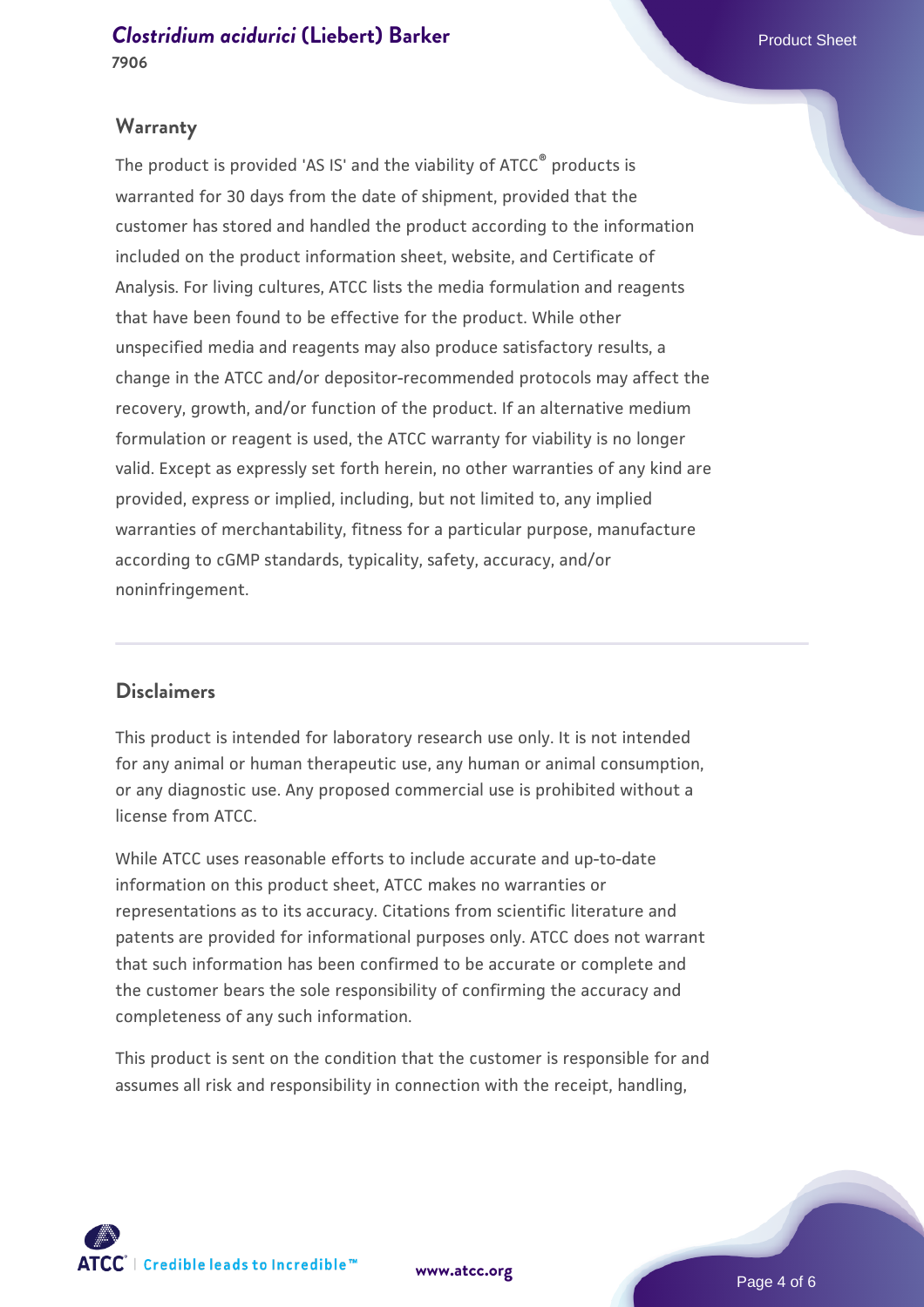## Warranty

The product is provided 'AS IS' and the viability of ATCC® products is warranted for 30 days from the date of shipment, provided that the customer has stored and handled the product according to the information included on the product information sheet, website, and Certificate of Analysis. For living cultures, ATCC lists the media formulation and reagents that have been found to be effective for the product. While other unspecified media and reagents may also produce satisfactory results, a change in the ATCC and/or depositor-recommended protocols may affect the recovery, growth, and/or function of the product. If an alternative medium formulation or reagent is used, the ATCC warranty for viability is no longer valid. Except as expressly set forth herein, no other warranties of any kind are provided, express or implied, including, but not limited to, any implied warranties of merchantability, fitness for a particular purpose, manufacture according to cGMP standards, typicality, safety, accuracy, and/or noninfringement.

## Disclaimers

This product is intended for laboratory research use only. It is not intended for any animal or human therapeutic use, any human or animal consumption, or any diagnostic use. Any proposed commercial use is prohibited without a license from ATCC.

While ATCC uses reasonable efforts to include accurate and up-to-date information on this product sheet, ATCC makes no warranties or representations as to its accuracy. Citations from scientific literature and patents are provided for informational purposes only. ATCC does not warrant that such information has been confirmed to be accurate or complete and the customer bears the sole responsibility of confirming the accuracy and completeness of any such information.

This product is sent on the condition that the customer is responsible for and assumes all risk and responsibility in connection with the receipt, handling,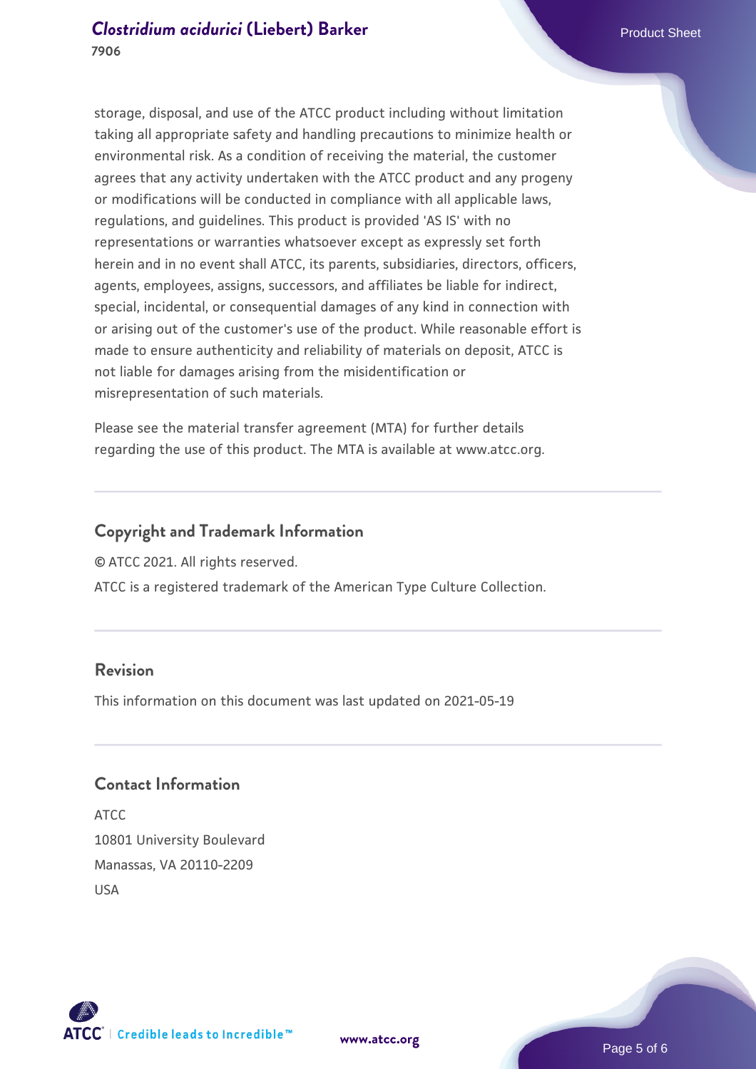storage, disposal, and use of the ATCC product including without limitation taking all appropriate safety and handling precautions to minimize health or environmental risk. As a condition of receiving the material, the customer agrees that any activity undertaken with the ATCC product and any progeny or modifications will be conducted in compliance with all applicable laws, regulations, and guidelines. This product is provided 'AS IS' with no representations or warranties whatsoever except as expressly set forth herein and in no event shall ATCC, its parents, subsidiaries, directors, officers, agents, employees, assigns, successors, and affiliates be liable for indirect, special, incidental, or consequential damages of any kind in connection with or arising out of the customer's use of the product. While reasonable effort is made to ensure authenticity and reliability of materials on deposit, ATCC is not liable for damages arising from the misidentification or misrepresentation of such materials.

Please see the material transfer agreement (MTA) for further details regarding the use of this product. The MTA is available at www.atcc.org.

## Copyright and Trademark Information

© ATCC 2021. All rights reserved.

ATCC is a registered trademark of the American Type Culture Collection.

## Revision

This information on this document was last updated on 2021-05-19

## Contact Information

ATCC
10801 University Boulevard
Manassas, VA 20110-2209
USA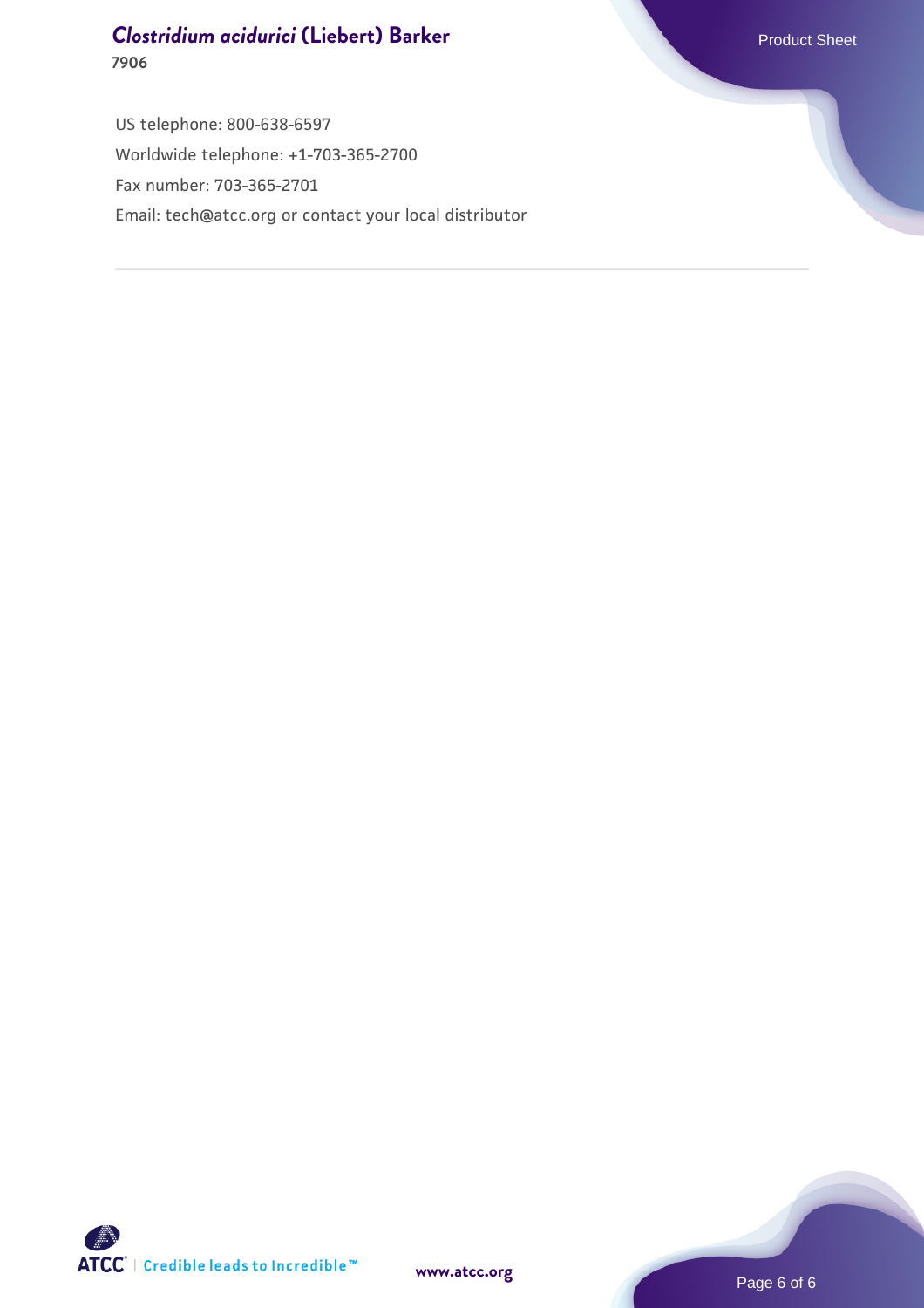US telephone: 800-638-6597

Worldwide telephone: +1-703-365-2700

Fax number: 703-365-2701

Email: tech@atcc.org or contact your local distributor